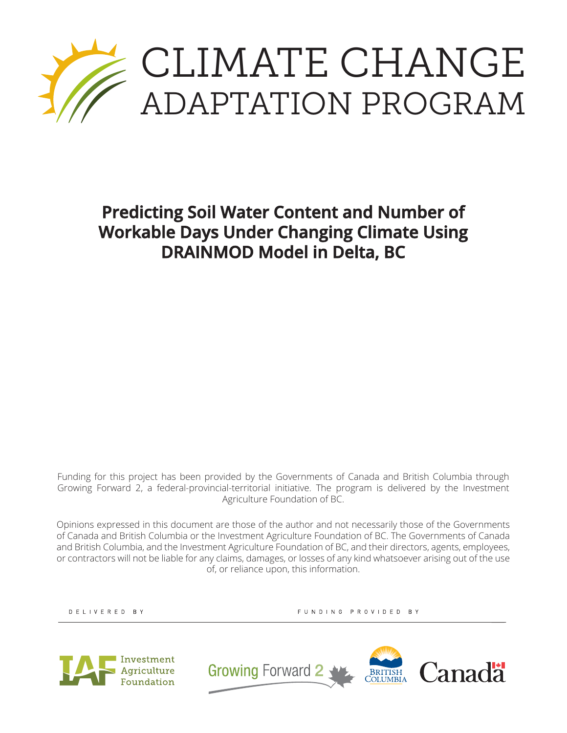# CLIMATE CHANGE ADAPTATION PROGRAM

## Predicting Soil Water Content and Number of Workable Days Under Changing Climate Using DRAINMOD Model in Delta, BC

Funding for this project has been provided by the Governments of Canada and British Columbia through Growing Forward 2, a federal-provincial-territorial initiative. The program is delivered by the Investment Agriculture Foundation of BC.

Opinions expressed in this document are those of the author and not necessarily those of the Governments of Canada and British Columbia or the Investment Agriculture Foundation of BC. The Governments of Canada and British Columbia, and the Investment Agriculture Foundation of BC, and their directors, agents, employees, or contractors will not be liable for any claims, damages, or losses of any kind whatsoever arising out of the use of, or reliance upon, this information.

DELIVERED BY

Investment Agriculture Foundation

FUNDING PROVIDED BY

Growing Forward 2

British Columbia

Canada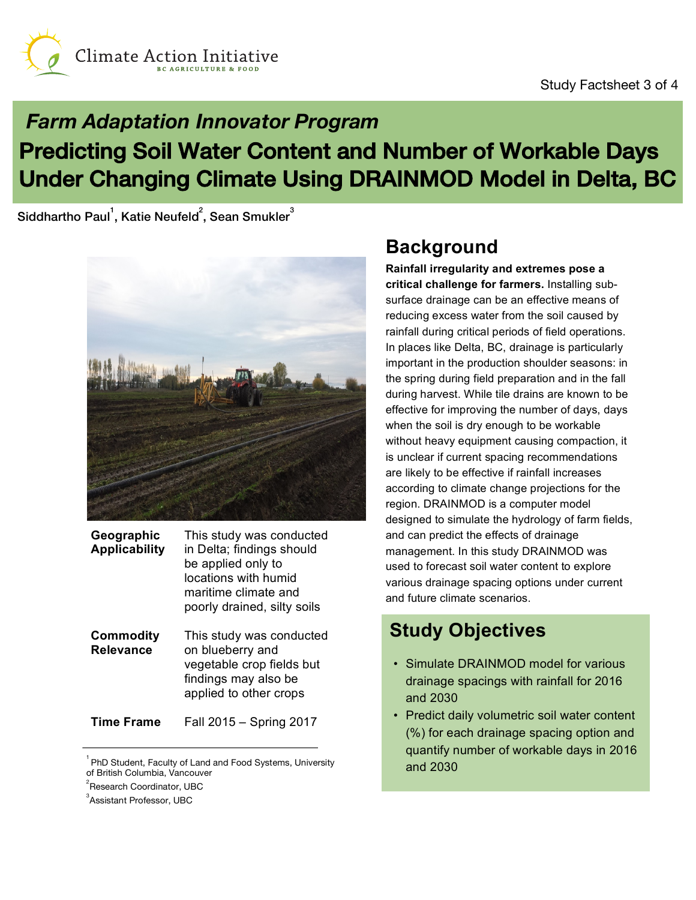Climate Action Initiative

BC AGRICULTURE & FOOD

Study Factsheet 3 of 4

## *Farm Adaptation Innovator Program*

# Predicting Soil Water Content and Number of Workable Days Under Changing Climate Using DRAINMOD Model in Delta, BC

Siddhartho Paul[1], Katie Neufeld[2], Sean Smukler[3]

| | |
|---|---|
| **Geographic Applicability** | This study was conducted in Delta; findings should be applied only to locations with humid maritime climate and poorly drained, silty soils |
| **Commodity Relevance** | This study was conducted on blueberry and vegetable crop fields but findings may also be applied to other crops |
| **Time Frame** | Fall 2015 – Spring 2017 |

[1] PhD Student, Faculty of Land and Food Systems, University of British Columbia, Vancouver

[2] Research Coordinator, UBC

[3] Assistant Professor, UBC

## Background

**Rainfall irregularity and extremes pose a critical challenge for farmers.** Installing sub-surface drainage can be an effective means of reducing excess water from the soil caused by rainfall during critical periods of field operations. In places like Delta, BC, drainage is particularly important in the production shoulder seasons: in the spring during field preparation and in the fall during harvest. While tile drains are known to be effective for improving the number of days, days when the soil is dry enough to be workable without heavy equipment causing compaction, it is unclear if current spacing recommendations are likely to be effective if rainfall increases according to climate change projections for the region. DRAINMOD is a computer model designed to simulate the hydrology of farm fields, and can predict the effects of drainage management. In this study DRAINMOD was used to forecast soil water content to explore various drainage spacing options under current and future climate scenarios.

## Study Objectives

- Simulate DRAINMOD model for various drainage spacings with rainfall for 2016 and 2030
- Predict daily volumetric soil water content (%) for each drainage spacing option and quantify number of workable days in 2016 and 2030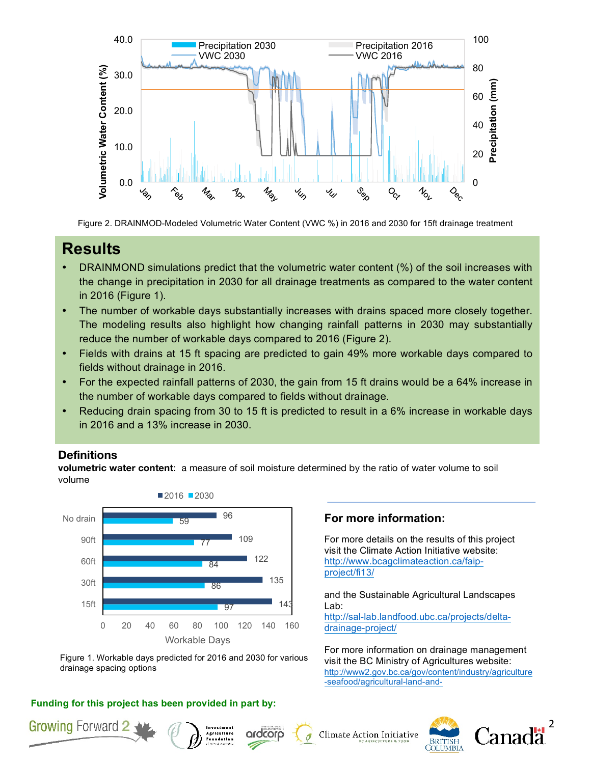Volumetric Water Content (%)

Precipitation (mm)

Precipitation 2030
VWC 2030
Precipitation 2016
VWC 2016

40.0
30.0
20.0
10.0
0.0

100
80
60
40
20
0

Jan Feb Mar Apr May Jun Jul Sep Oct Nov Dec

Figure 2. DRAINMOD-Modeled Volumetric Water Content (VWC %) in 2016 and 2030 for 15ft drainage treatment

## Results

- DRAINMOND simulations predict that the volumetric water content (%) of the soil increases with the change in precipitation in 2030 for all drainage treatments as compared to the water content in 2016 (Figure 1).
- The number of workable days substantially increases with drains spaced more closely together. The modeling results also highlight how changing rainfall patterns in 2030 may substantially reduce the number of workable days compared to 2016 (Figure 2).
- Fields with drains at 15 ft spacing are predicted to gain 49% more workable days compared to fields without drainage in 2016.
- For the expected rainfall patterns of 2030, the gain from 15 ft drains would be a 64% increase in the number of workable days compared to fields without drainage.
- Reducing drain spacing from 30 to 15 ft is predicted to result in a 6% increase in workable days in 2016 and a 13% increase in 2030.

### Definitions

**volumetric water content**: a measure of soil moisture determined by the ratio of water volume to soil volume

2016 2030

No drain 96 59
90ft 109 77
60ft 122 84
30ft 135 86
15ft 143 97

0 20 40 60 80 100 120 140 160

Workable Days

Figure 1. Workable days predicted for 2016 and 2030 for various drainage spacing options

### For more information:

For more details on the results of this project visit the Climate Action Initiative website: http://www.bcagclimateaction.ca/faip-project/fi13/

and the Sustainable Agricultural Landscapes Lab: http://sal-lab.landfood.ubc.ca/projects/delta-drainage-project/

For more information on drainage management visit the BC Ministry of Agricultures website: http://www2.gov.bc.ca/gov/content/industry/agriculture-seafood/agricultural-land-and-

**Funding for this project has been provided in part by:**

Growing Forward 2 · Investment Agriculture Foundation · ardcorp · Climate Action Initiative · British Columbia · Canada